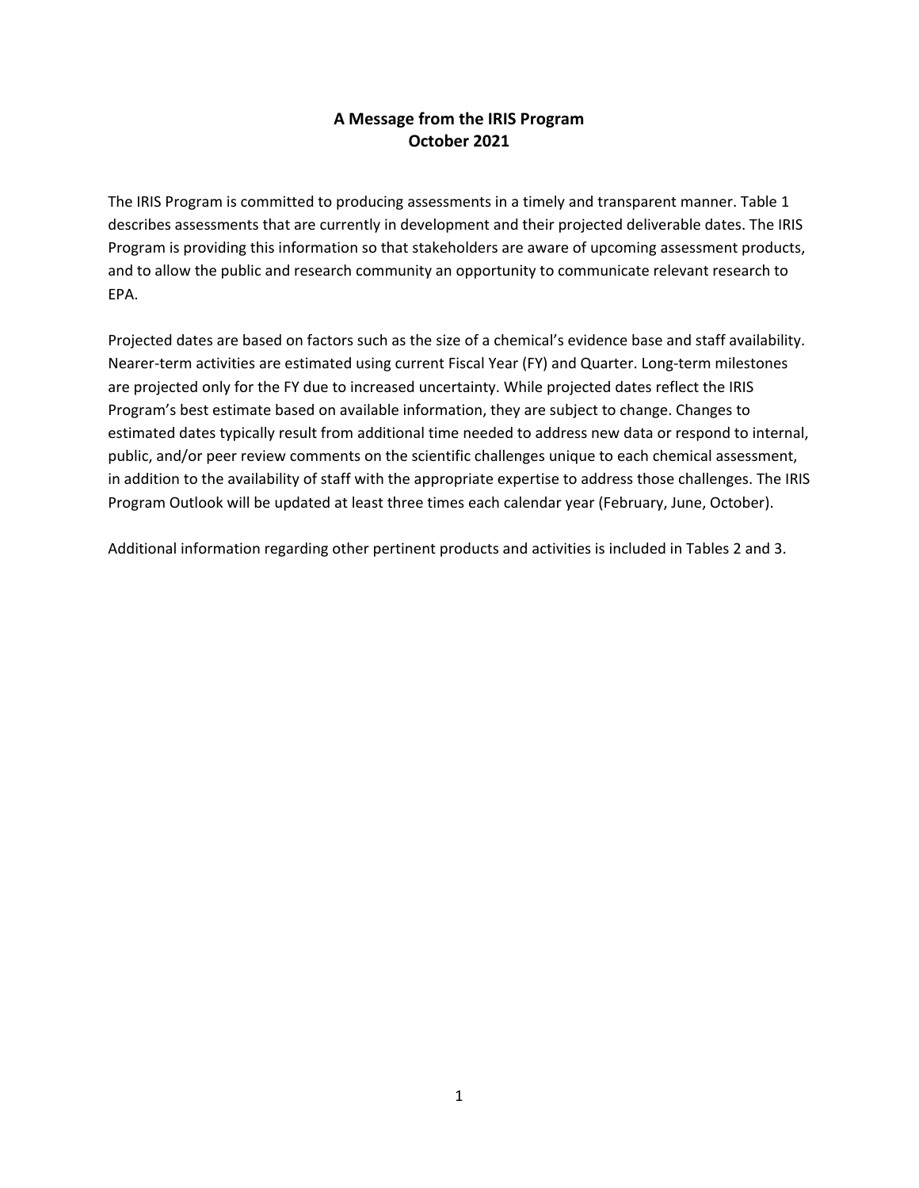# A Message from the IRIS Program
## October 2021

The IRIS Program is committed to producing assessments in a timely and transparent manner. Table 1 describes assessments that are currently in development and their projected deliverable dates. The IRIS Program is providing this information so that stakeholders are aware of upcoming assessment products, and to allow the public and research community an opportunity to communicate relevant research to EPA.

Projected dates are based on factors such as the size of a chemical's evidence base and staff availability. Nearer-term activities are estimated using current Fiscal Year (FY) and Quarter. Long-term milestones are projected only for the FY due to increased uncertainty. While projected dates reflect the IRIS Program's best estimate based on available information, they are subject to change. Changes to estimated dates typically result from additional time needed to address new data or respond to internal, public, and/or peer review comments on the scientific challenges unique to each chemical assessment, in addition to the availability of staff with the appropriate expertise to address those challenges. The IRIS Program Outlook will be updated at least three times each calendar year (February, June, October).

Additional information regarding other pertinent products and activities is included in Tables 2 and 3.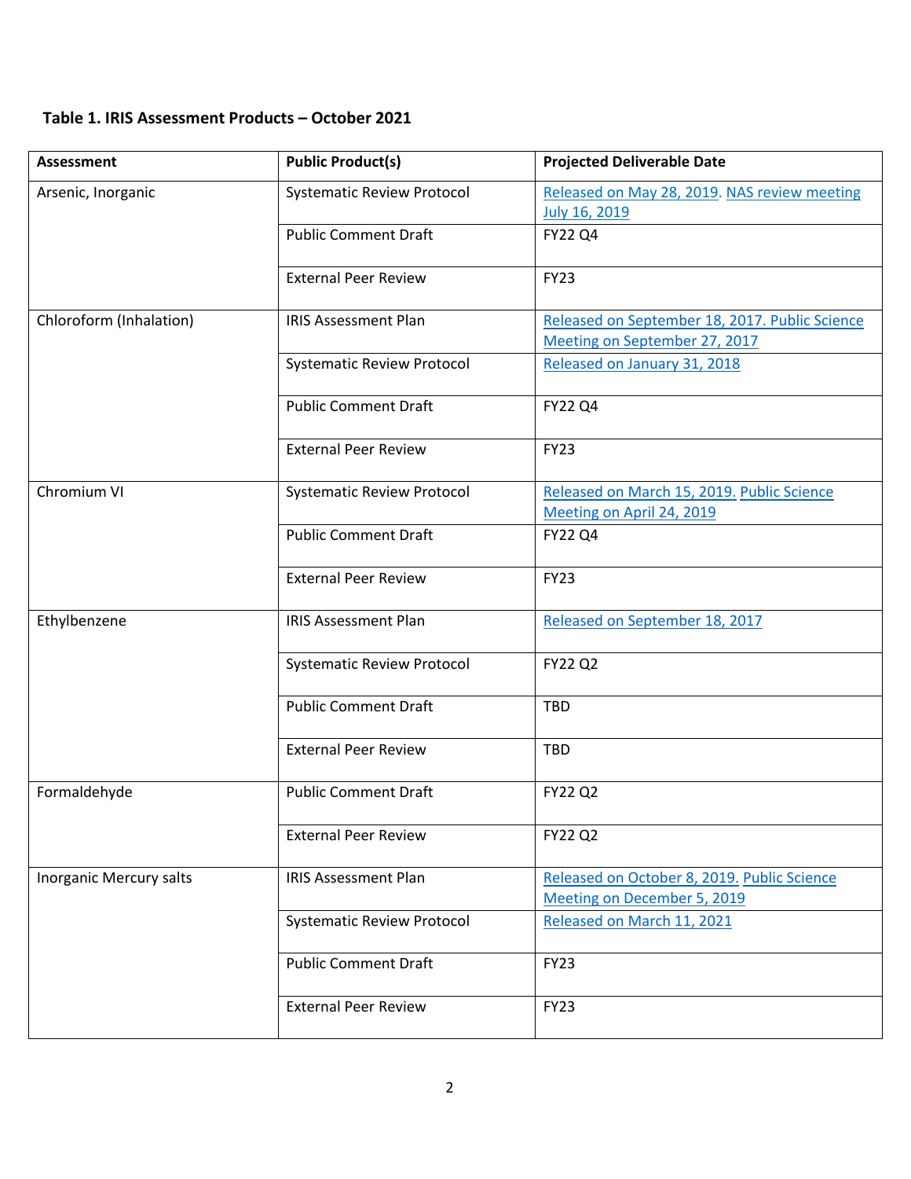**Table 1. IRIS Assessment Products – October 2021**

| Assessment | Public Product(s) | Projected Deliverable Date |
|---|---|---|
| Arsenic, Inorganic | Systematic Review Protocol | Released on May 28, 2019. NAS review meeting July 16, 2019 |
| | Public Comment Draft | FY22 Q4 |
| | External Peer Review | FY23 |
| Chloroform (Inhalation) | IRIS Assessment Plan | Released on September 18, 2017. Public Science Meeting on September 27, 2017 |
| | Systematic Review Protocol | Released on January 31, 2018 |
| | Public Comment Draft | FY22 Q4 |
| | External Peer Review | FY23 |
| Chromium VI | Systematic Review Protocol | Released on March 15, 2019. Public Science Meeting on April 24, 2019 |
| | Public Comment Draft | FY22 Q4 |
| | External Peer Review | FY23 |
| Ethylbenzene | IRIS Assessment Plan | Released on September 18, 2017 |
| | Systematic Review Protocol | FY22 Q2 |
| | Public Comment Draft | TBD |
| | External Peer Review | TBD |
| Formaldehyde | Public Comment Draft | FY22 Q2 |
| | External Peer Review | FY22 Q2 |
| Inorganic Mercury salts | IRIS Assessment Plan | Released on October 8, 2019. Public Science Meeting on December 5, 2019 |
| | Systematic Review Protocol | Released on March 11, 2021 |
| | Public Comment Draft | FY23 |
| | External Peer Review | FY23 |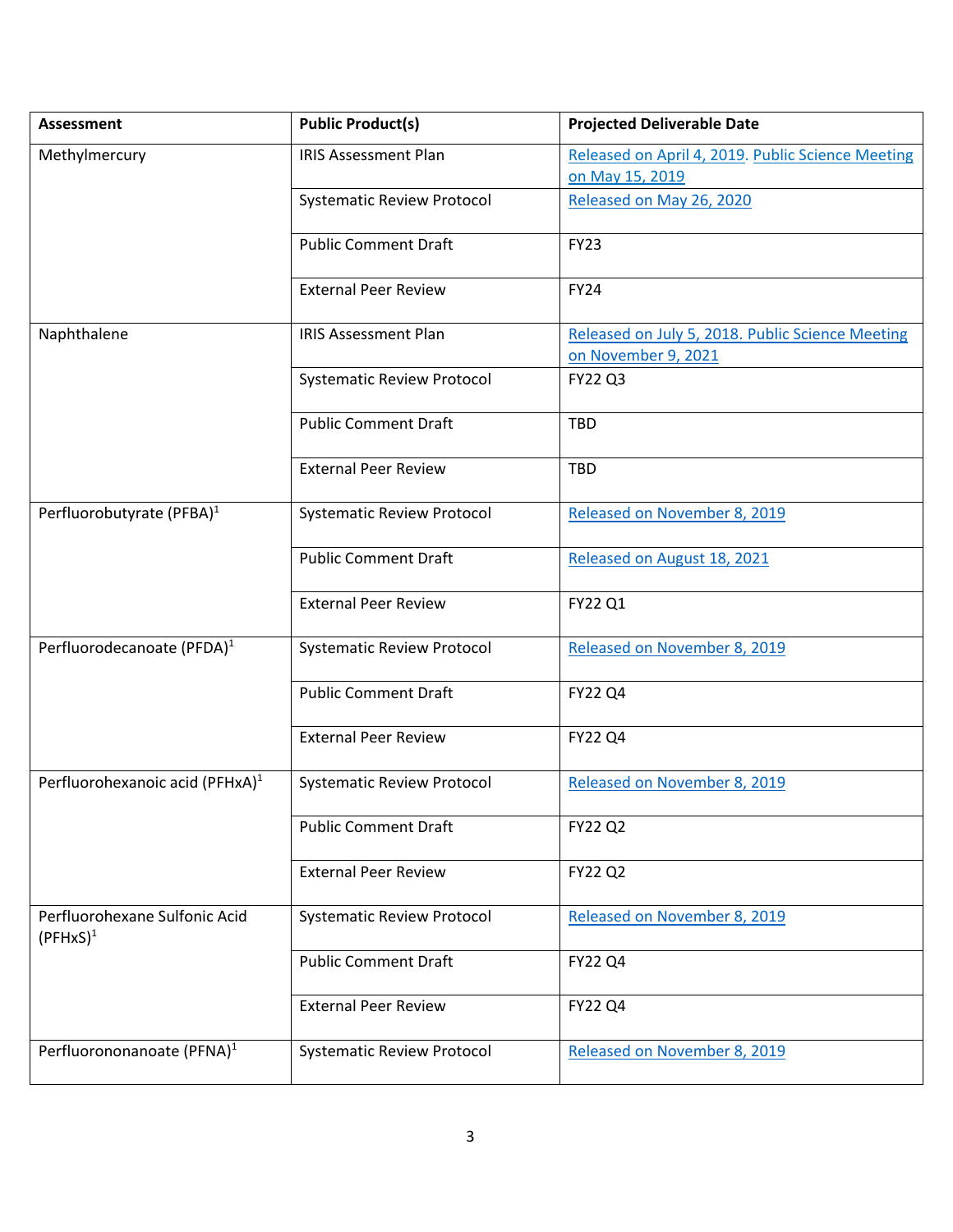| Assessment | Public Product(s) | Projected Deliverable Date |
|---|---|---|
| Methylmercury | IRIS Assessment Plan | Released on April 4, 2019. Public Science Meeting on May 15, 2019 |
| | Systematic Review Protocol | Released on May 26, 2020 |
| | Public Comment Draft | FY23 |
| | External Peer Review | FY24 |
| Naphthalene | IRIS Assessment Plan | Released on July 5, 2018. Public Science Meeting on November 9, 2021 |
| | Systematic Review Protocol | FY22 Q3 |
| | Public Comment Draft | TBD |
| | External Peer Review | TBD |
| Perfluorobutyrate (PFBA)[1] | Systematic Review Protocol | Released on November 8, 2019 |
| | Public Comment Draft | Released on August 18, 2021 |
| | External Peer Review | FY22 Q1 |
| Perfluorodecanoate (PFDA)[1] | Systematic Review Protocol | Released on November 8, 2019 |
| | Public Comment Draft | FY22 Q4 |
| | External Peer Review | FY22 Q4 |
| Perfluorohexanoic acid (PFHxA)[1] | Systematic Review Protocol | Released on November 8, 2019 |
| | Public Comment Draft | FY22 Q2 |
| | External Peer Review | FY22 Q2 |
| Perfluorohexane Sulfonic Acid (PFHxS)[1] | Systematic Review Protocol | Released on November 8, 2019 |
| | Public Comment Draft | FY22 Q4 |
| | External Peer Review | FY22 Q4 |
| Perfluorononanoate (PFNA)[1] | Systematic Review Protocol | Released on November 8, 2019 |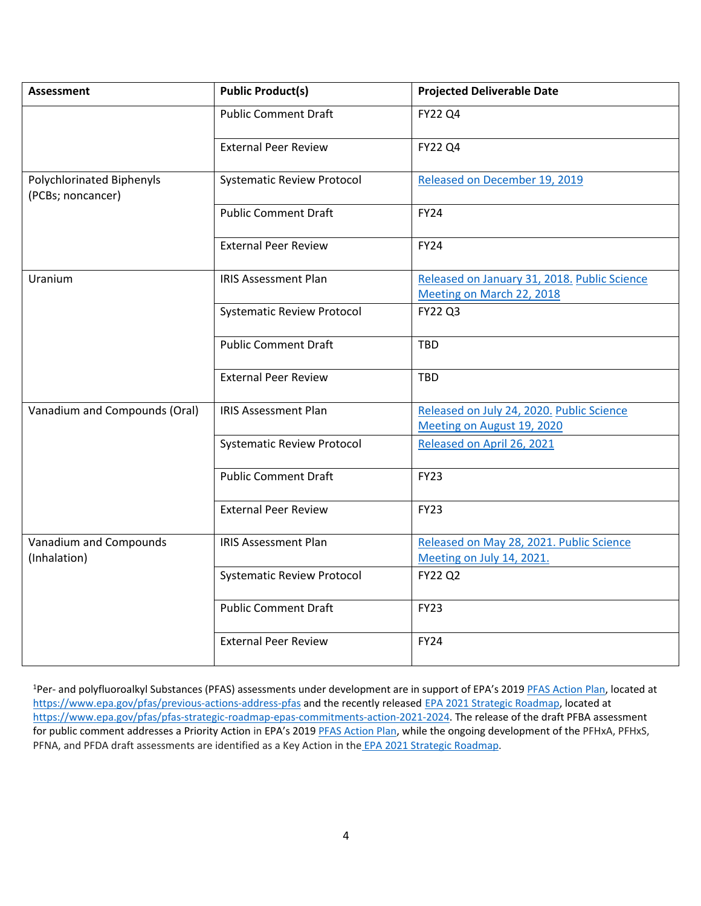| Assessment | Public Product(s) | Projected Deliverable Date |
|---|---|---|
| | Public Comment Draft | FY22 Q4 |
| | External Peer Review | FY22 Q4 |
| Polychlorinated Biphenyls (PCBs; noncancer) | Systematic Review Protocol | Released on December 19, 2019 |
| | Public Comment Draft | FY24 |
| | External Peer Review | FY24 |
| Uranium | IRIS Assessment Plan | Released on January 31, 2018. Public Science Meeting on March 22, 2018 |
| | Systematic Review Protocol | FY22 Q3 |
| | Public Comment Draft | TBD |
| | External Peer Review | TBD |
| Vanadium and Compounds (Oral) | IRIS Assessment Plan | Released on July 24, 2020. Public Science Meeting on August 19, 2020 |
| | Systematic Review Protocol | Released on April 26, 2021 |
| | Public Comment Draft | FY23 |
| | External Peer Review | FY23 |
| Vanadium and Compounds (Inhalation) | IRIS Assessment Plan | Released on May 28, 2021. Public Science Meeting on July 14, 2021. |
| | Systematic Review Protocol | FY22 Q2 |
| | Public Comment Draft | FY23 |
| | External Peer Review | FY24 |

[1]Per- and polyfluoroalkyl Substances (PFAS) assessments under development are in support of EPA's 2019 PFAS Action Plan, located at https://www.epa.gov/pfas/previous-actions-address-pfas and the recently released EPA 2021 Strategic Roadmap, located at https://www.epa.gov/pfas/pfas-strategic-roadmap-epas-commitments-action-2021-2024. The release of the draft PFBA assessment for public comment addresses a Priority Action in EPA's 2019 PFAS Action Plan, while the ongoing development of the PFHxA, PFHxS, PFNA, and PFDA draft assessments are identified as a Key Action in the EPA 2021 Strategic Roadmap.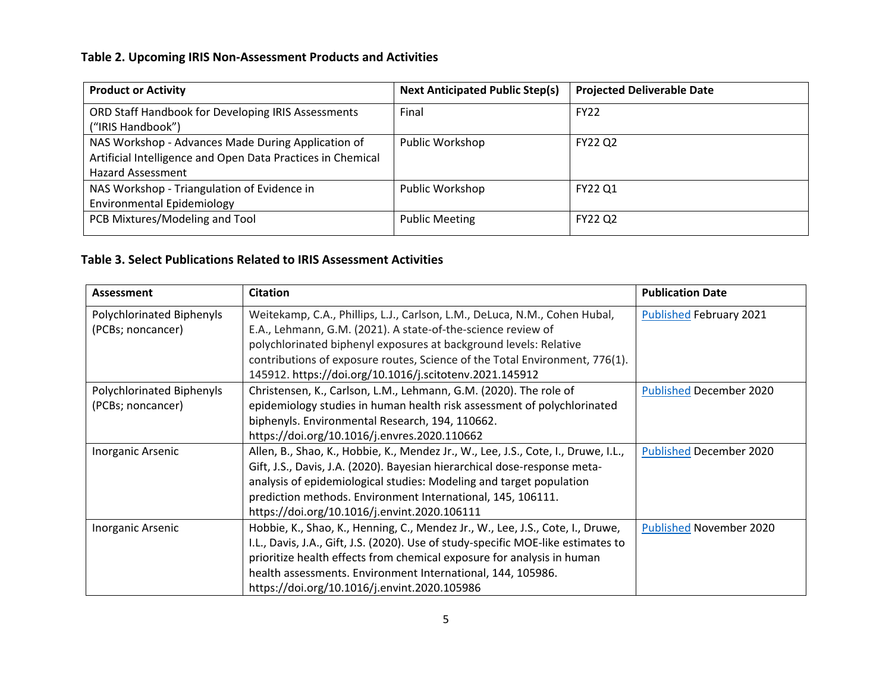**Table 2. Upcoming IRIS Non-Assessment Products and Activities**

| Product or Activity | Next Anticipated Public Step(s) | Projected Deliverable Date |
| --- | --- | --- |
| ORD Staff Handbook for Developing IRIS Assessments ("IRIS Handbook") | Final | FY22 |
| NAS Workshop - Advances Made During Application of Artificial Intelligence and Open Data Practices in Chemical Hazard Assessment | Public Workshop | FY22 Q2 |
| NAS Workshop - Triangulation of Evidence in Environmental Epidemiology | Public Workshop | FY22 Q1 |
| PCB Mixtures/Modeling and Tool | Public Meeting | FY22 Q2 |

**Table 3. Select Publications Related to IRIS Assessment Activities**

| Assessment | Citation | Publication Date |
| --- | --- | --- |
| Polychlorinated Biphenyls (PCBs; noncancer) | Weitekamp, C.A., Phillips, L.J., Carlson, L.M., DeLuca, N.M., Cohen Hubal, E.A., Lehmann, G.M. (2021). A state-of-the-science review of polychlorinated biphenyl exposures at background levels: Relative contributions of exposure routes, Science of the Total Environment, 776(1). 145912. https://doi.org/10.1016/j.scitotenv.2021.145912 | Published February 2021 |
| Polychlorinated Biphenyls (PCBs; noncancer) | Christensen, K., Carlson, L.M., Lehmann, G.M. (2020). The role of epidemiology studies in human health risk assessment of polychlorinated biphenyls. Environmental Research, 194, 110662. https://doi.org/10.1016/j.envres.2020.110662 | Published December 2020 |
| Inorganic Arsenic | Allen, B., Shao, K., Hobbie, K., Mendez Jr., W., Lee, J.S., Cote, I., Druwe, I.L., Gift, J.S., Davis, J.A. (2020). Bayesian hierarchical dose-response meta-analysis of epidemiological studies: Modeling and target population prediction methods. Environment International, 145, 106111. https://doi.org/10.1016/j.envint.2020.106111 | Published December 2020 |
| Inorganic Arsenic | Hobbie, K., Shao, K., Henning, C., Mendez Jr., W., Lee, J.S., Cote, I., Druwe, I.L., Davis, J.A., Gift, J.S. (2020). Use of study-specific MOE-like estimates to prioritize health effects from chemical exposure for analysis in human health assessments. Environment International, 144, 105986. https://doi.org/10.1016/j.envint.2020.105986 | Published November 2020 |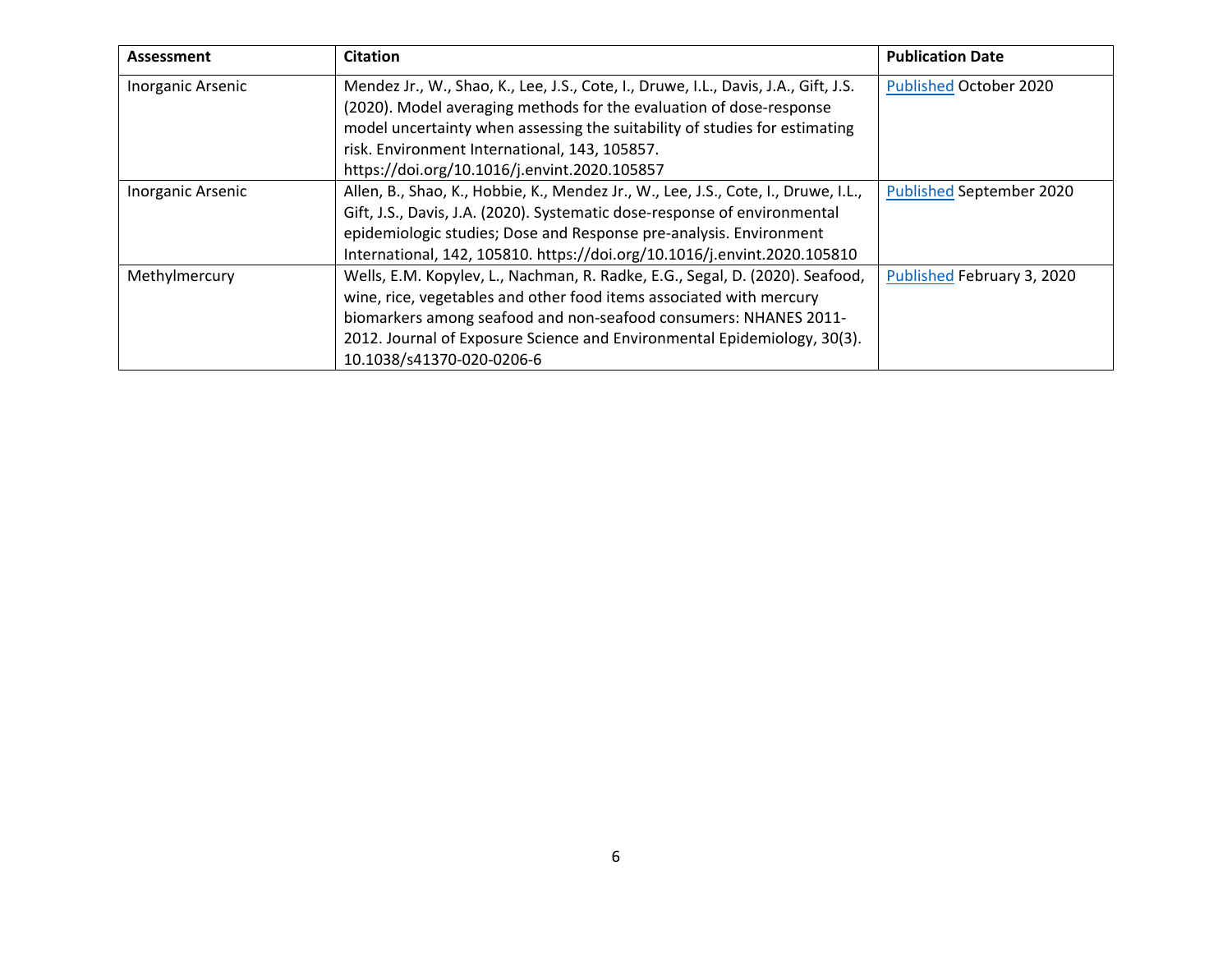| Assessment | Citation | Publication Date |
| --- | --- | --- |
| Inorganic Arsenic | Mendez Jr., W., Shao, K., Lee, J.S., Cote, I., Druwe, I.L., Davis, J.A., Gift, J.S. (2020). Model averaging methods for the evaluation of dose-response model uncertainty when assessing the suitability of studies for estimating risk. Environment International, 143, 105857. https://doi.org/10.1016/j.envint.2020.105857 | Published October 2020 |
| Inorganic Arsenic | Allen, B., Shao, K., Hobbie, K., Mendez Jr., W., Lee, J.S., Cote, I., Druwe, I.L., Gift, J.S., Davis, J.A. (2020). Systematic dose-response of environmental epidemiologic studies; Dose and Response pre-analysis. Environment International, 142, 105810. https://doi.org/10.1016/j.envint.2020.105810 | Published September 2020 |
| Methylmercury | Wells, E.M. Kopylev, L., Nachman, R. Radke, E.G., Segal, D. (2020). Seafood, wine, rice, vegetables and other food items associated with mercury biomarkers among seafood and non-seafood consumers: NHANES 2011-2012. Journal of Exposure Science and Environmental Epidemiology, 30(3). 10.1038/s41370-020-0206-6 | Published February 3, 2020 |